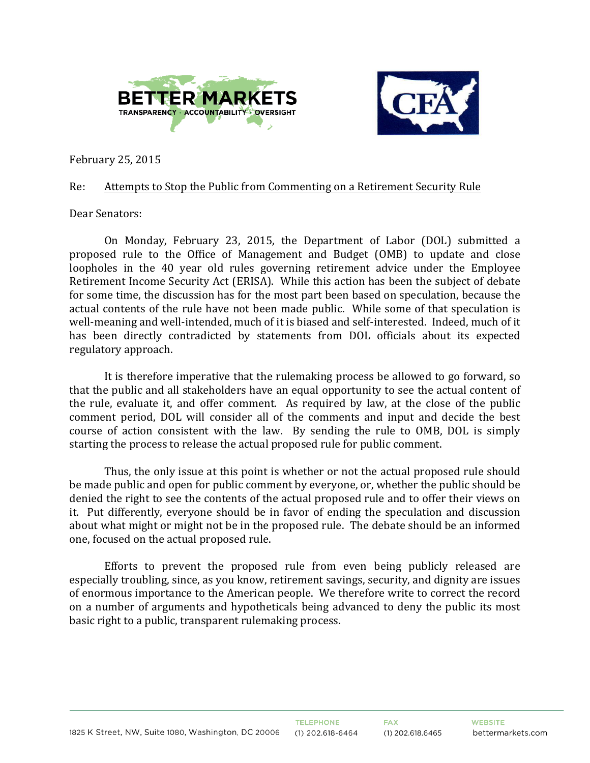February 25, 2015

Re: <u>Attempts to Stop the Public from Commenting on a Retirement Security Rule</u>

Dear Senators:

On Monday, February 23, 2015, the Department of Labor (DOL) submitted a proposed rule to the Office of Management and Budget (OMB) to update and close loopholes in the 40 year old rules governing retirement advice under the Employee Retirement Income Security Act (ERISA). While this action has been the subject of debate for some time, the discussion has for the most part been based on speculation, because the actual contents of the rule have not been made public. While some of that speculation is well-meaning and well-intended, much of it is biased and self-interested. Indeed, much of it has been directly contradicted by statements from DOL officials about its expected regulatory approach.

It is therefore imperative that the rulemaking process be allowed to go forward, so that the public and all stakeholders have an equal opportunity to see the actual content of the rule, evaluate it, and offer comment. As required by law, at the close of the public comment period, DOL will consider all of the comments and input and decide the best course of action consistent with the law. By sending the rule to OMB, DOL is simply starting the process to release the actual proposed rule for public comment.

Thus, the only issue at this point is whether or not the actual proposed rule should be made public and open for public comment by everyone, or, whether the public should be denied the right to see the contents of the actual proposed rule and to offer their views on it. Put differently, everyone should be in favor of ending the speculation and discussion about what might or might not be in the proposed rule. The debate should be an informed one, focused on the actual proposed rule.

Efforts to prevent the proposed rule from even being publicly released are especially troubling, since, as you know, retirement savings, security, and dignity are issues of enormous importance to the American people. We therefore write to correct the record on a number of arguments and hypotheticals being advanced to deny the public its most basic right to a public, transparent rulemaking process.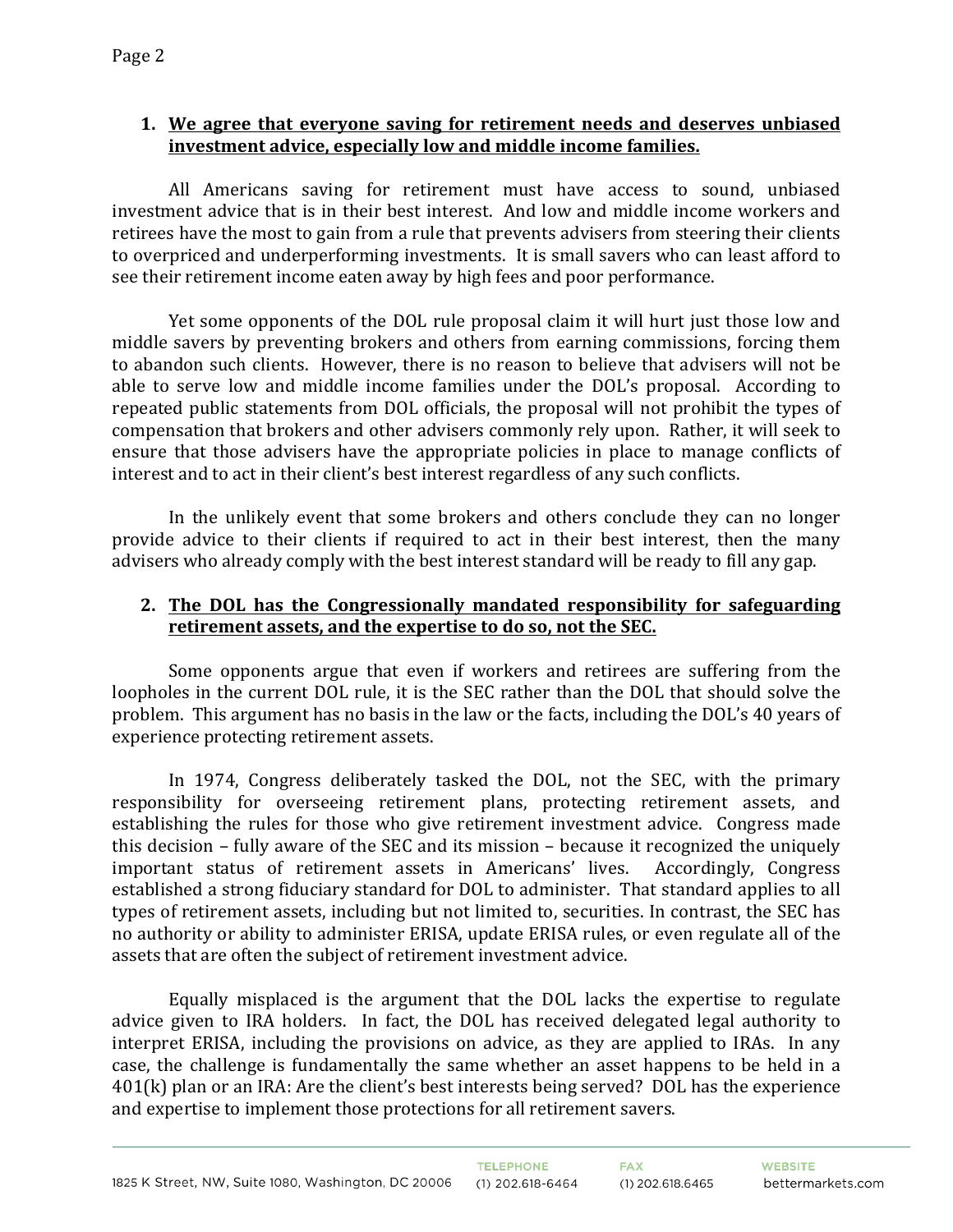1. **<u>We agree that everyone saving for retirement needs and deserves unbiased investment advice, especially low and middle income families.</u>**

All Americans saving for retirement must have access to sound, unbiased investment advice that is in their best interest. And low and middle income workers and retirees have the most to gain from a rule that prevents advisers from steering their clients to overpriced and underperforming investments. It is small savers who can least afford to see their retirement income eaten away by high fees and poor performance.

Yet some opponents of the DOL rule proposal claim it will hurt just those low and middle savers by preventing brokers and others from earning commissions, forcing them to abandon such clients. However, there is no reason to believe that advisers will not be able to serve low and middle income families under the DOL's proposal. According to repeated public statements from DOL officials, the proposal will not prohibit the types of compensation that brokers and other advisers commonly rely upon. Rather, it will seek to ensure that those advisers have the appropriate policies in place to manage conflicts of interest and to act in their client's best interest regardless of any such conflicts.

In the unlikely event that some brokers and others conclude they can no longer provide advice to their clients if required to act in their best interest, then the many advisers who already comply with the best interest standard will be ready to fill any gap.

2. **<u>The DOL has the Congressionally mandated responsibility for safeguarding retirement assets, and the expertise to do so, not the SEC.</u>**

Some opponents argue that even if workers and retirees are suffering from the loopholes in the current DOL rule, it is the SEC rather than the DOL that should solve the problem. This argument has no basis in the law or the facts, including the DOL's 40 years of experience protecting retirement assets.

In 1974, Congress deliberately tasked the DOL, not the SEC, with the primary responsibility for overseeing retirement plans, protecting retirement assets, and establishing the rules for those who give retirement investment advice. Congress made this decision – fully aware of the SEC and its mission – because it recognized the uniquely important status of retirement assets in Americans' lives. Accordingly, Congress established a strong fiduciary standard for DOL to administer. That standard applies to all types of retirement assets, including but not limited to, securities. In contrast, the SEC has no authority or ability to administer ERISA, update ERISA rules, or even regulate all of the assets that are often the subject of retirement investment advice.

Equally misplaced is the argument that the DOL lacks the expertise to regulate advice given to IRA holders. In fact, the DOL has received delegated legal authority to interpret ERISA, including the provisions on advice, as they are applied to IRAs. In any case, the challenge is fundamentally the same whether an asset happens to be held in a 401(k) plan or an IRA: Are the client's best interests being served? DOL has the experience and expertise to implement those protections for all retirement savers.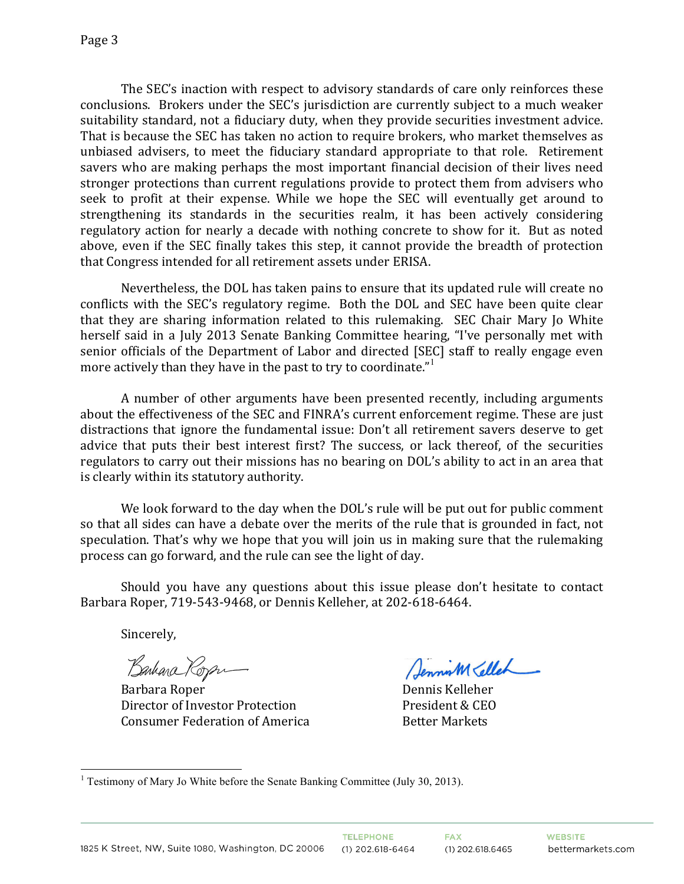The SEC's inaction with respect to advisory standards of care only reinforces these conclusions. Brokers under the SEC's jurisdiction are currently subject to a much weaker suitability standard, not a fiduciary duty, when they provide securities investment advice. That is because the SEC has taken no action to require brokers, who market themselves as unbiased advisers, to meet the fiduciary standard appropriate to that role. Retirement savers who are making perhaps the most important financial decision of their lives need stronger protections than current regulations provide to protect them from advisers who seek to profit at their expense. While we hope the SEC will eventually get around to strengthening its standards in the securities realm, it has been actively considering regulatory action for nearly a decade with nothing concrete to show for it. But as noted above, even if the SEC finally takes this step, it cannot provide the breadth of protection that Congress intended for all retirement assets under ERISA.

Nevertheless, the DOL has taken pains to ensure that its updated rule will create no conflicts with the SEC's regulatory regime. Both the DOL and SEC have been quite clear that they are sharing information related to this rulemaking. SEC Chair Mary Jo White herself said in a July 2013 Senate Banking Committee hearing, "I've personally met with senior officials of the Department of Labor and directed [SEC] staff to really engage even more actively than they have in the past to try to coordinate."[1]

A number of other arguments have been presented recently, including arguments about the effectiveness of the SEC and FINRA's current enforcement regime. These are just distractions that ignore the fundamental issue: Don't all retirement savers deserve to get advice that puts their best interest first? The success, or lack thereof, of the securities regulators to carry out their missions has no bearing on DOL's ability to act in an area that is clearly within its statutory authority.

We look forward to the day when the DOL's rule will be put out for public comment so that all sides can have a debate over the merits of the rule that is grounded in fact, not speculation. That's why we hope that you will join us in making sure that the rulemaking process can go forward, and the rule can see the light of day.

Should you have any questions about this issue please don't hesitate to contact Barbara Roper, 719-543-9468, or Dennis Kelleher, at 202-618-6464.

Sincerely,

Barbara Roper
Director of Investor Protection
Consumer Federation of America

Dennis Kelleher
President & CEO
Better Markets

[1] Testimony of Mary Jo White before the Senate Banking Committee (July 30, 2013).

1825 K Street, NW, Suite 1080, Washington, DC 20006 — TELEPHONE (1) 202.618-6464 — FAX (1) 202.618.6465 — WEBSITE bettermarkets.com